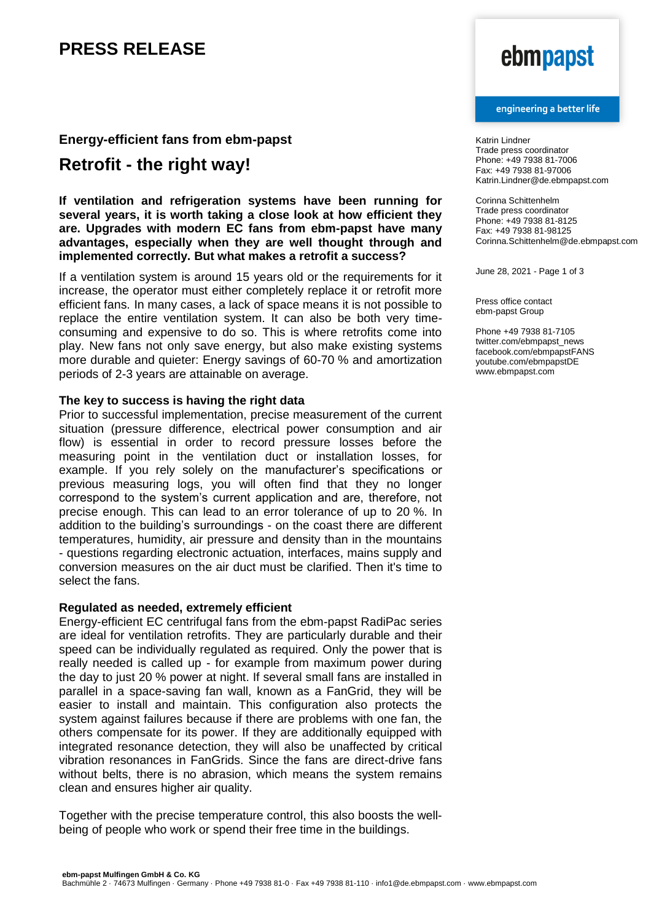# PRESS RELEASE

Katrin Lindner
Trade press coordinator
Phone: +49 7938 81-7006
Fax: +49 7938 81-97006
Katrin.Lindner@de.ebmpapst.com

Corinna Schittenhelm
Trade press coordinator
Phone: +49 7938 81-8125
Fax: +49 7938 81-98125
Corinna.Schittenhelm@de.ebmpapst.com

June 28, 2021

Press office contact
ebm-papst Group

Phone +49 7938 81-7105
twitter.com/ebmpapst_news
facebook.com/ebmpapstFANS
youtube.com/ebmpapstDE
www.ebmpapst.com

### Energy-efficient fans from ebm-papst

## Retrofit - the right way!

**If ventilation and refrigeration systems have been running for several years, it is worth taking a close look at how efficient they are. Upgrades with modern EC fans from ebm-papst have many advantages, especially when they are well thought through and implemented correctly. But what makes a retrofit a success?**

If a ventilation system is around 15 years old or the requirements for it increase, the operator must either completely replace it or retrofit more efficient fans. In many cases, a lack of space means it is not possible to replace the entire ventilation system. It can also be both very time-consuming and expensive to do so. This is where retrofits come into play. New fans not only save energy, but also make existing systems more durable and quieter: Energy savings of 60-70 % and amortization periods of 2-3 years are attainable on average.

**The key to success is having the right data**

Prior to successful implementation, precise measurement of the current situation (pressure difference, electrical power consumption and air flow) is essential in order to record pressure losses before the measuring point in the ventilation duct or installation losses, for example. If you rely solely on the manufacturer's specifications or previous measuring logs, you will often find that they no longer correspond to the system's current application and are, therefore, not precise enough. This can lead to an error tolerance of up to 20 %. In addition to the building's surroundings - on the coast there are different temperatures, humidity, air pressure and density than in the mountains - questions regarding electronic actuation, interfaces, mains supply and conversion measures on the air duct must be clarified. Then it's time to select the fans.

**Regulated as needed, extremely efficient**

Energy-efficient EC centrifugal fans from the ebm-papst RadiPac series are ideal for ventilation retrofits. They are particularly durable and their speed can be individually regulated as required. Only the power that is really needed is called up - for example from maximum power during the day to just 20 % power at night. If several small fans are installed in parallel in a space-saving fan wall, known as a FanGrid, they will be easier to install and maintain. This configuration also protects the system against failures because if there are problems with one fan, the others compensate for its power. If they are additionally equipped with integrated resonance detection, they will also be unaffected by critical vibration resonances in FanGrids. Since the fans are direct-drive fans without belts, there is no abrasion, which means the system remains clean and ensures higher air quality.

Together with the precise temperature control, this also boosts the well-being of people who work or spend their free time in the buildings.

**ebm-papst Mulfingen GmbH & Co. KG**
Bachmühle 2 · 74673 Mulfingen · Germany · Phone +49 7938 81-0 · Fax +49 7938 81-110 · info1@de.ebmpapst.com · www.ebmpapst.com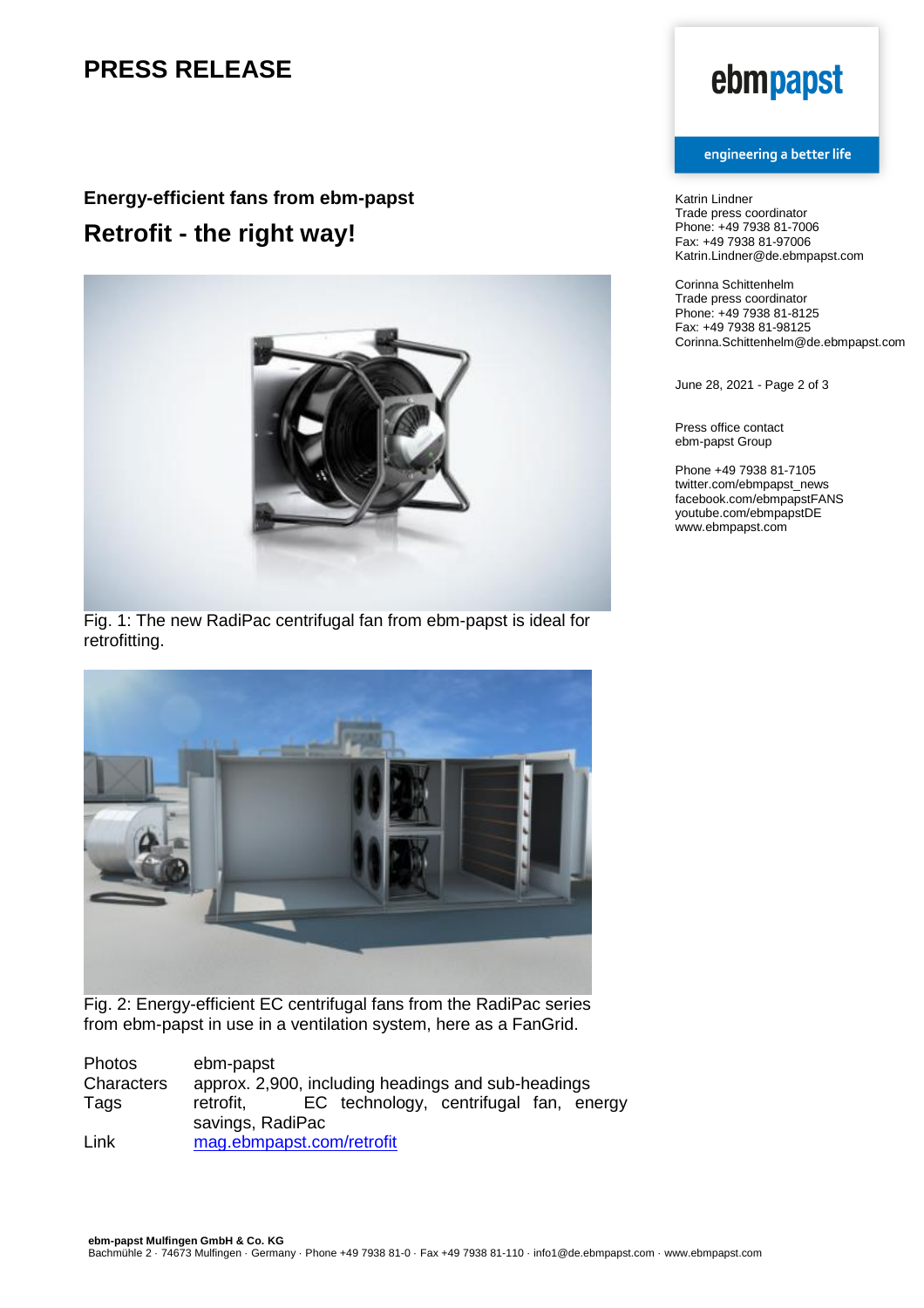# PRESS RELEASE

**Energy-efficient fans from ebm-papst**

## Retrofit - the right way!

Fig. 1: The new RadiPac centrifugal fan from ebm-papst is ideal for retrofitting.

Fig. 2: Energy-efficient EC centrifugal fans from the RadiPac series from ebm-papst in use in a ventilation system, here as a FanGrid.

| | |
|---|---|
| Photos | ebm-papst |
| Characters | approx. 2,900, including headings and sub-headings |
| Tags | retrofit, EC technology, centrifugal fan, energy savings, RadiPac |
| Link | mag.ebmpapst.com/retrofit |

Katrin Lindner
Trade press coordinator
Phone: +49 7938 81-7006
Fax: +49 7938 81-97006
Katrin.Lindner@de.ebmpapst.com

Corinna Schittenhelm
Trade press coordinator
Phone: +49 7938 81-8125
Fax: +49 7938 81-98125
Corinna.Schittenhelm@de.ebmpapst.com

June 28, 2021

Press office contact
ebm-papst Group

Phone +49 7938 81-7105
twitter.com/ebmpapst_news
facebook.com/ebmpapstFANS
youtube.com/ebmpapstDE
www.ebmpapst.com

**ebm-papst Mulfingen GmbH & Co. KG**
Bachmühle 2 · 74673 Mulfingen · Germany · Phone +49 7938 81-0 · Fax +49 7938 81-110 · info1@de.ebmpapst.com · www.ebmpapst.com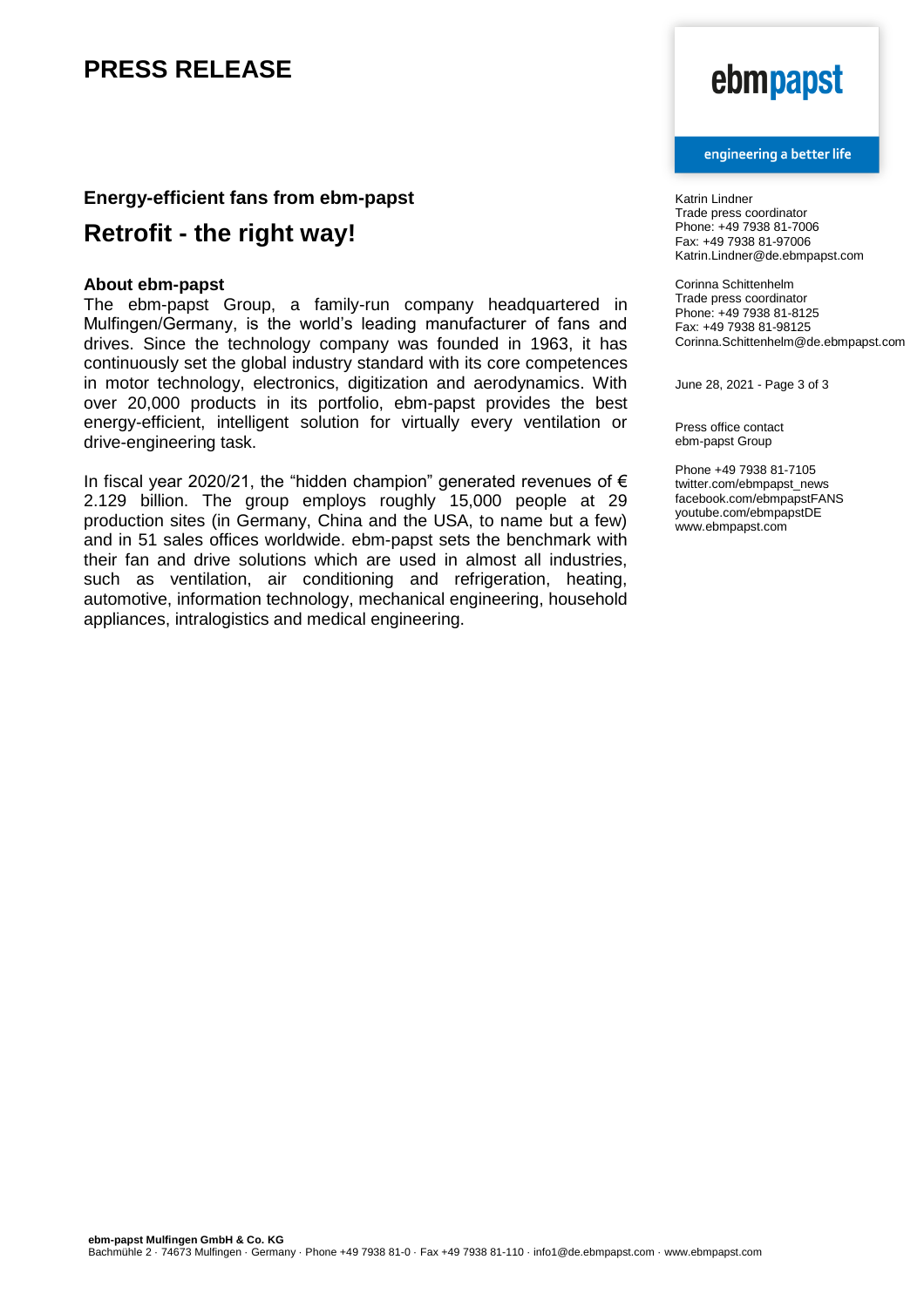# PRESS RELEASE

### Energy-efficient fans from ebm-papst

## Retrofit - the right way!

**About ebm-papst**

The ebm-papst Group, a family-run company headquartered in Mulfingen/Germany, is the world's leading manufacturer of fans and drives. Since the technology company was founded in 1963, it has continuously set the global industry standard with its core competences in motor technology, electronics, digitization and aerodynamics. With over 20,000 products in its portfolio, ebm-papst provides the best energy-efficient, intelligent solution for virtually every ventilation or drive-engineering task.

In fiscal year 2020/21, the "hidden champion" generated revenues of € 2.129 billion. The group employs roughly 15,000 people at 29 production sites (in Germany, China and the USA, to name but a few) and in 51 sales offices worldwide. ebm-papst sets the benchmark with their fan and drive solutions which are used in almost all industries, such as ventilation, air conditioning and refrigeration, heating, automotive, information technology, mechanical engineering, household appliances, intralogistics and medical engineering.

ebmpapst

engineering a better life

Katrin Lindner
Trade press coordinator
Phone: +49 7938 81-7006
Fax: +49 7938 81-97006
Katrin.Lindner@de.ebmpapst.com

Corinna Schittenhelm
Trade press coordinator
Phone: +49 7938 81-8125
Fax: +49 7938 81-98125
Corinna.Schittenhelm@de.ebmpapst.com

June 28, 2021

Press office contact
ebm-papst Group

Phone +49 7938 81-7105
twitter.com/ebmpapst_news
facebook.com/ebmpapstFANS
youtube.com/ebmpapstDE
www.ebmpapst.com

**ebm-papst Mulfingen GmbH & Co. KG**
Bachmühle 2 · 74673 Mulfingen · Germany · Phone +49 7938 81-0 · Fax +49 7938 81-110 · info1@de.ebmpapst.com · www.ebmpapst.com